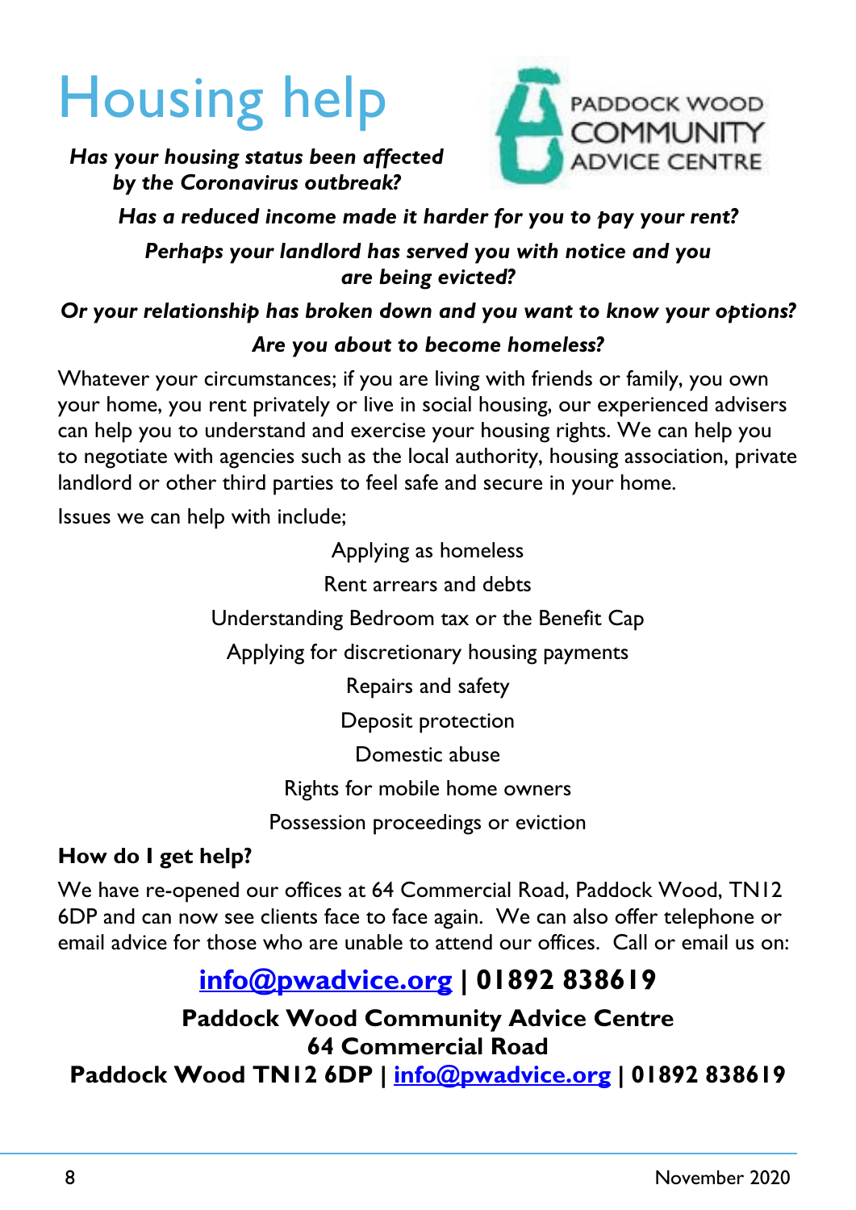# Housing help

PADDOCK WOOD COMMUNITY ADVICE CENTRE

***Has your housing status been affected by the Coronavirus outbreak?***

***Has a reduced income made it harder for you to pay your rent?***

***Perhaps your landlord has served you with notice and you are being evicted?***

***Or your relationship has broken down and you want to know your options?***

***Are you about to become homeless?***

Whatever your circumstances; if you are living with friends or family, you own your home, you rent privately or live in social housing, our experienced advisers can help you to understand and exercise your housing rights. We can help you to negotiate with agencies such as the local authority, housing association, private landlord or other third parties to feel safe and secure in your home.

Issues we can help with include;

Applying as homeless

Rent arrears and debts

Understanding Bedroom tax or the Benefit Cap

Applying for discretionary housing payments

Repairs and safety

Deposit protection

Domestic abuse

Rights for mobile home owners

Possession proceedings or eviction

**How do I get help?**

We have re-opened our offices at 64 Commercial Road, Paddock Wood, TN12 6DP and can now see clients face to face again. We can also offer telephone or email advice for those who are unable to attend our offices. Call or email us on:

**info@pwadvice.org | 01892 838619**

**Paddock Wood Community Advice Centre**
**64 Commercial Road**
**Paddock Wood TN12 6DP | info@pwadvice.org | 01892 838619**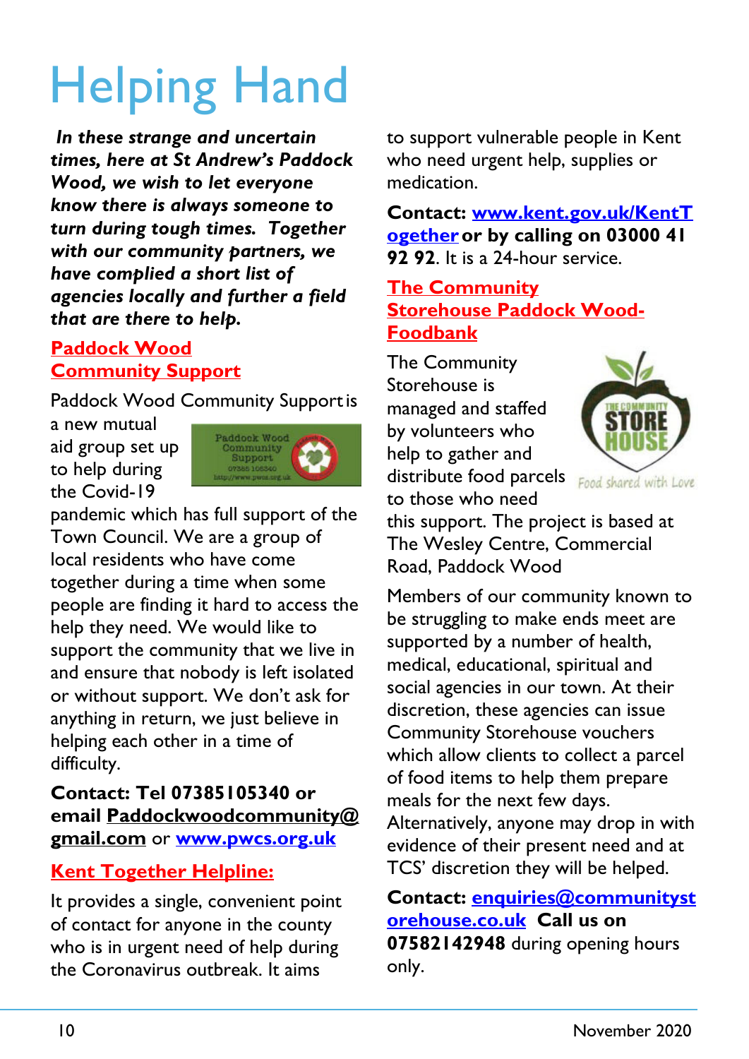# Helping Hand

***In these strange and uncertain times, here at St Andrew's Paddock Wood, we wish to let everyone know there is always someone to turn during tough times. Together with our community partners, we have complied a short list of agencies locally and further a field that are there to help.***

## Paddock Wood Community Support

Paddock Wood Community Support is a new mutual aid group set up to help during the Covid-19 pandemic which has full support of the Town Council. We are a group of local residents who have come together during a time when some people are finding it hard to access the help they need. We would like to support the community that we live in and ensure that nobody is left isolated or without support. We don't ask for anything in return, we just believe in helping each other in a time of difficulty.

**Contact: Tel 07385105340 or email Paddockwoodcommunity@gmail.com** or **www.pwcs.org.uk**

## Kent Together Helpline:

It provides a single, convenient point of contact for anyone in the county who is in urgent need of help during the Coronavirus outbreak. It aims to support vulnerable people in Kent who need urgent help, supplies or medication.

**Contact: www.kent.gov.uk/KentTogether or by calling on 03000 41 92 92**. It is a 24-hour service.

## The Community Storehouse Paddock Wood-Foodbank

The Community Storehouse is managed and staffed by volunteers who help to gather and distribute food parcels to those who need this support. The project is based at The Wesley Centre, Commercial Road, Paddock Wood

Members of our community known to be struggling to make ends meet are supported by a number of health, medical, educational, spiritual and social agencies in our town. At their discretion, these agencies can issue Community Storehouse vouchers which allow clients to collect a parcel of food items to help them prepare meals for the next few days. Alternatively, anyone may drop in with evidence of their present need and at TCS' discretion they will be helped.

**Contact: enquiries@communitystorehouse.co.uk Call us on 07582142948** during opening hours only.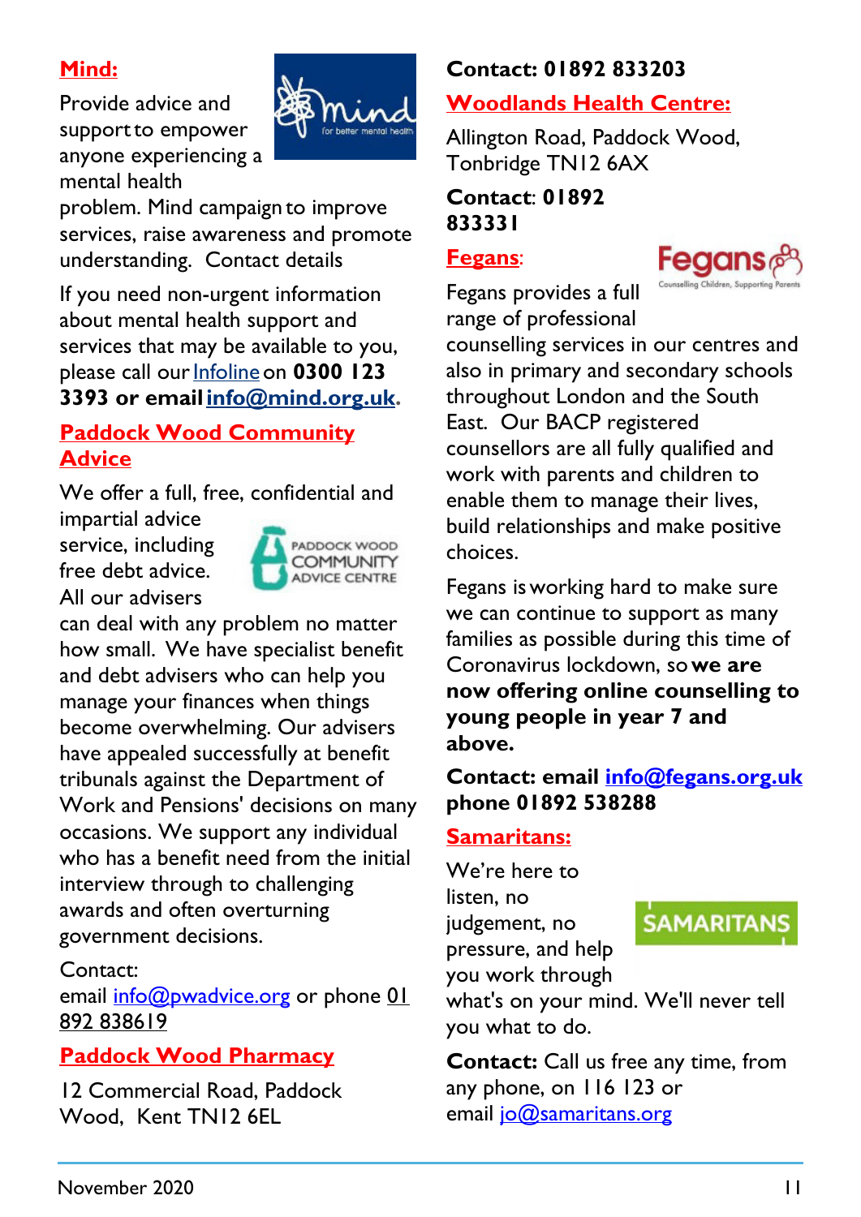## **Mind:**

Provide advice and support to empower anyone experiencing a mental health problem. Mind campaign to improve services, raise awareness and promote understanding. Contact details

If you need non-urgent information about mental health support and services that may be available to you, please call our Infoline on **0300 123 3393 or email info@mind.org.uk**.

## **Paddock Wood Community Advice**

We offer a full, free, confidential and impartial advice service, including free debt advice. All our advisers can deal with any problem no matter how small. We have specialist benefit and debt advisers who can help you manage your finances when things become overwhelming. Our advisers have appealed successfully at benefit tribunals against the Department of Work and Pensions' decisions on many occasions. We support any individual who has a benefit need from the initial interview through to challenging awards and often overturning government decisions.

Contact:
email info@pwadvice.org or phone 01 892 838619

## **Paddock Wood Pharmacy**

12 Commercial Road, Paddock Wood, Kent TN12 6EL

**Contact: 01892 833203**

## **Woodlands Health Centre:**

Allington Road, Paddock Wood, Tonbridge TN12 6AX

**Contact**: **01892 833331**

## **Fegans**:

Fegans provides a full range of professional counselling services in our centres and also in primary and secondary schools throughout London and the South East. Our BACP registered counsellors are all fully qualified and work with parents and children to enable them to manage their lives, build relationships and make positive choices.

Fegans is working hard to make sure we can continue to support as many families as possible during this time of Coronavirus lockdown, so **we are now offering online counselling to young people in year 7 and above.**

**Contact: email info@fegans.org.uk phone 01892 538288**

## **Samaritans:**

We're here to listen, no judgement, no pressure, and help you work through what's on your mind. We'll never tell you what to do.

**Contact:** Call us free any time, from any phone, on 116 123 or email jo@samaritans.org